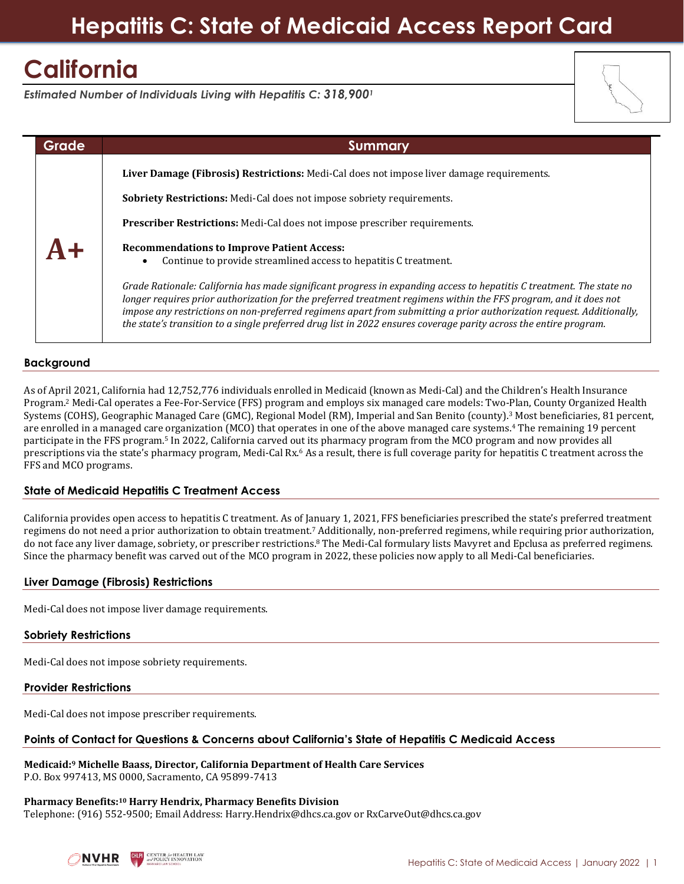# Hepatitis C: State of Medicaid Access Report Card

## California

*Estimated Number of Individuals Living with Hepatitis C: **318,900**[1]*

| Grade | Summary |
|---|---|
| **A+** | **Liver Damage (Fibrosis) Restrictions:** Medi-Cal does not impose liver damage requirements.<br><br>**Sobriety Restrictions:** Medi-Cal does not impose sobriety requirements.<br><br>**Prescriber Restrictions:** Medi-Cal does not impose prescriber requirements.<br><br>**Recommendations to Improve Patient Access:**<br>• Continue to provide streamlined access to hepatitis C treatment.<br><br>*Grade Rationale: California has made significant progress in expanding access to hepatitis C treatment. The state no longer requires prior authorization for the preferred treatment regimens within the FFS program, and it does not impose any restrictions on non-preferred regimens apart from submitting a prior authorization request. Additionally, the state's transition to a single preferred drug list in 2022 ensures coverage parity across the entire program.* |

### Background

As of April 2021, California had 12,752,776 individuals enrolled in Medicaid (known as Medi-Cal) and the Children's Health Insurance Program.[2] Medi-Cal operates a Fee-For-Service (FFS) program and employs six managed care models: Two-Plan, County Organized Health Systems (COHS), Geographic Managed Care (GMC), Regional Model (RM), Imperial and San Benito (county).[3] Most beneficiaries, 81 percent, are enrolled in a managed care organization (MCO) that operates in one of the above managed care systems.[4] The remaining 19 percent participate in the FFS program.[5] In 2022, California carved out its pharmacy program from the MCO program and now provides all prescriptions via the state's pharmacy program, Medi-Cal Rx.[6] As a result, there is full coverage parity for hepatitis C treatment across the FFS and MCO programs.

### State of Medicaid Hepatitis C Treatment Access

California provides open access to hepatitis C treatment. As of January 1, 2021, FFS beneficiaries prescribed the state's preferred treatment regimens do not need a prior authorization to obtain treatment.[7] Additionally, non-preferred regimens, while requiring prior authorization, do not face any liver damage, sobriety, or prescriber restrictions.[8] The Medi-Cal formulary lists Mavyret and Epclusa as preferred regimens. Since the pharmacy benefit was carved out of the MCO program in 2022, these policies now apply to all Medi-Cal beneficiaries.

### Liver Damage (Fibrosis) Restrictions

Medi-Cal does not impose liver damage requirements.

### Sobriety Restrictions

Medi-Cal does not impose sobriety requirements.

### Provider Restrictions

Medi-Cal does not impose prescriber requirements.

### Points of Contact for Questions & Concerns about California's State of Hepatitis C Medicaid Access

**Medicaid:[9] Michelle Baass, Director, California Department of Health Care Services**
P.O. Box 997413, MS 0000, Sacramento, CA 95899-7413

**Pharmacy Benefits:[10] Harry Hendrix, Pharmacy Benefits Division**
Telephone: (916) 552-9500; Email Address: Harry.Hendrix@dhcs.ca.gov or RxCarveOut@dhcs.ca.gov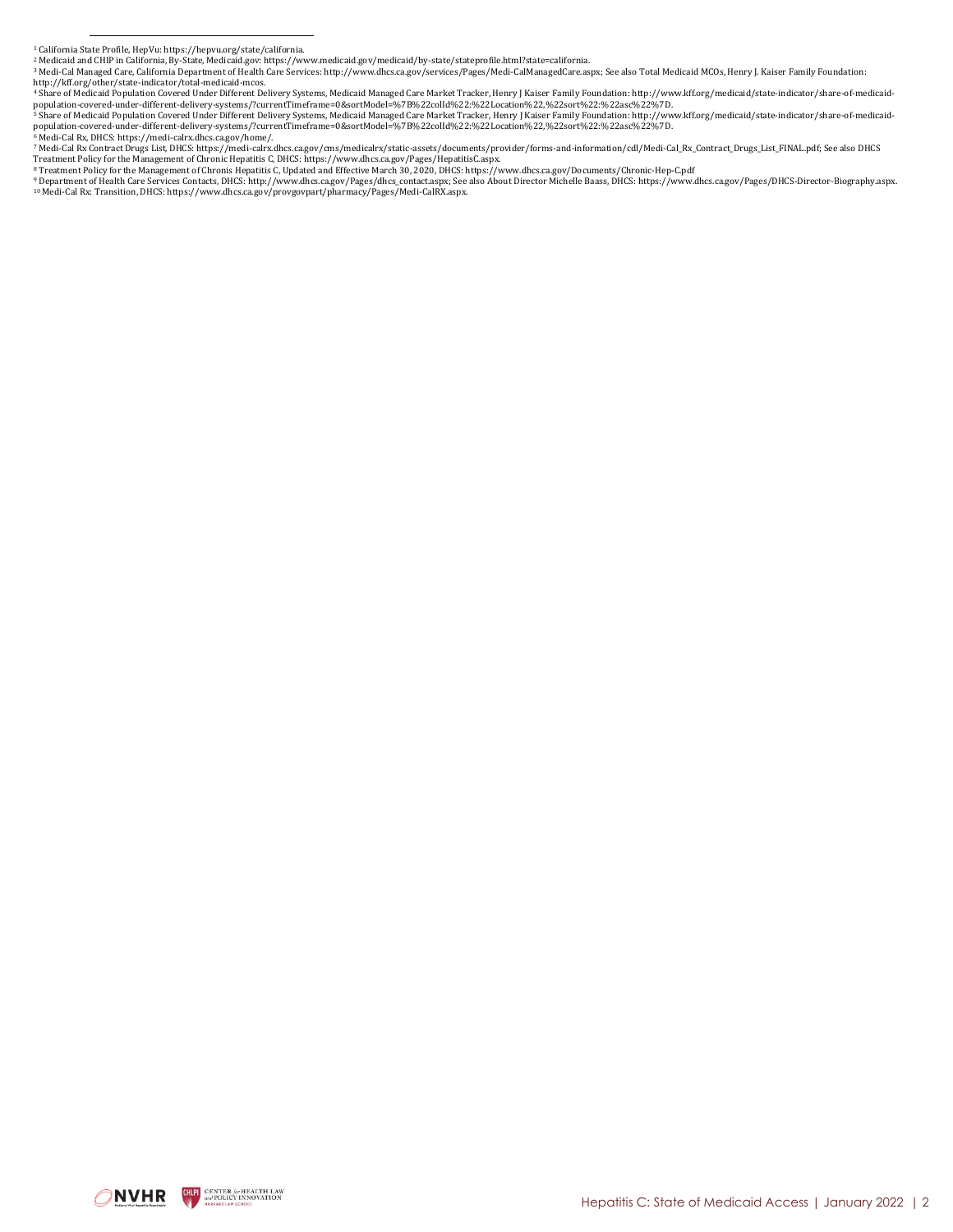[1] California State Profile, HepVu: https://hepvu.org/state/california.
[2] Medicaid and CHIP in California, By-State, Medicaid.gov: https://www.medicaid.gov/medicaid/by-state/stateprofile.html?state=california.
[3] Medi-Cal Managed Care, California Department of Health Care Services: http://www.dhcs.ca.gov/services/Pages/Medi-CalManagedCare.aspx; See also Total Medicaid MCOs, Henry J. Kaiser Family Foundation: http://kff.org/other/state-indicator/total-medicaid-mcos.
[4] Share of Medicaid Population Covered Under Different Delivery Systems, Medicaid Managed Care Market Tracker, Henry J Kaiser Family Foundation: http://www.kff.org/medicaid/state-indicator/share-of-medicaid-population-covered-under-different-delivery-systems/?currentTimeframe=0&sortModel=%7B%22colId%22:%22Location%22,%22sort%22:%22asc%22%7D.
[5] Share of Medicaid Population Covered Under Different Delivery Systems, Medicaid Managed Care Market Tracker, Henry J Kaiser Family Foundation: http://www.kff.org/medicaid/state-indicator/share-of-medicaid-population-covered-under-different-delivery-systems/?currentTimeframe=0&sortModel=%7B%22colId%22:%22Location%22,%22sort%22:%22asc%22%7D.
[6] Medi-Cal Rx, DHCS: https://medi-calrx.dhcs.ca.gov/home/.
[7] Medi-Cal Rx Contract Drugs List, DHCS: https://medi-calrx.dhcs.ca.gov/cms/medicalrx/static-assets/documents/provider/forms-and-information/cdl/Medi-Cal_Rx_Contract_Drugs_List_FINAL.pdf; See also DHCS Treatment Policy for the Management of Chronic Hepatitis C, DHCS: https://www.dhcs.ca.gov/Pages/HepatitisC.aspx.
[8] Treatment Policy for the Management of Chronis Hepatitis C, Updated and Effective March 30, 2020, DHCS: https://www.dhcs.ca.gov/Documents/Chronic-Hep-C.pdf
[9] Department of Health Care Services Contacts, DHCS: http://www.dhcs.ca.gov/Pages/dhcs_contact.aspx; See also About Director Michelle Baass, DHCS: https://www.dhcs.ca.gov/Pages/DHCS-Director-Biography.aspx.
[10] Medi-Cal Rx: Transition, DHCS: https://www.dhcs.ca.gov/provgovpart/pharmacy/Pages/Medi-CalRX.aspx.